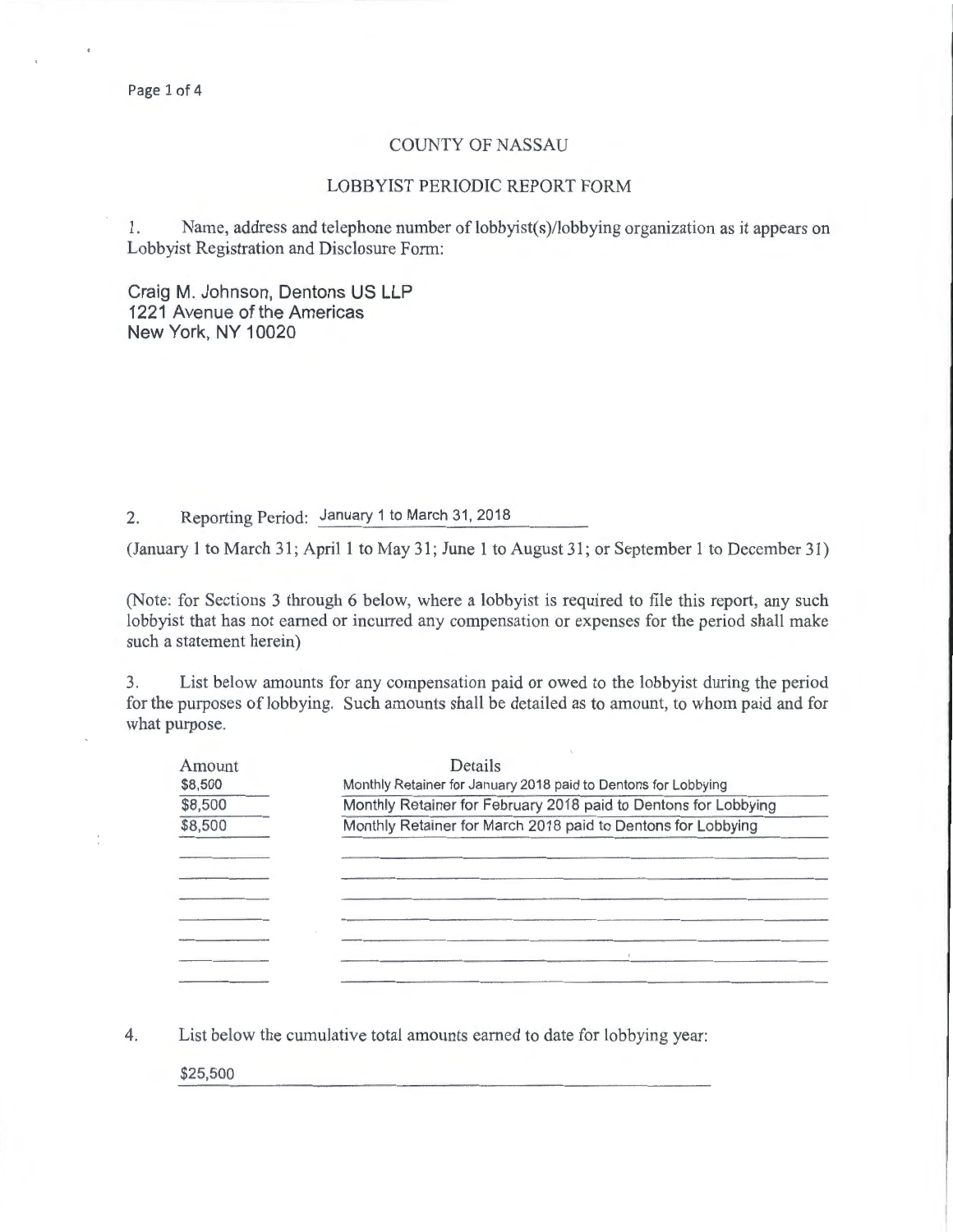# COUNTY OF NASSAU

## LOBBYIST PERIODIC REPORT FORM

1. Name, address and telephone number of lobbyist(s)/lobbying organization as it appears on Lobbyist Registration and Disclosure Form:

Craig M. Johnson, Dentons US LLP
1221 Avenue of the Americas
New York, NY 10020

2. Reporting Period: January 1 to March 31, 2018

(January 1 to March 31; April 1 to May 31; June 1 to August 31; or September 1 to December 31)

(Note: for Sections 3 through 6 below, where a lobbyist is required to file this report, any such lobbyist that has not earned or incurred any compensation or expenses for the period shall make such a statement herein)

3. List below amounts for any compensation paid or owed to the lobbyist during the period for the purposes of lobbying. Such amounts shall be detailed as to amount, to whom paid and for what purpose.

| Amount | Details |
|---|---|
| $8,500 | Monthly Retainer for January 2018 paid to Dentons for Lobbying |
| $8,500 | Monthly Retainer for February 2018 paid to Dentons for Lobbying |
| $8,500 | Monthly Retainer for March 2018 paid to Dentons for Lobbying |

4. List below the cumulative total amounts earned to date for lobbying year:

$25,500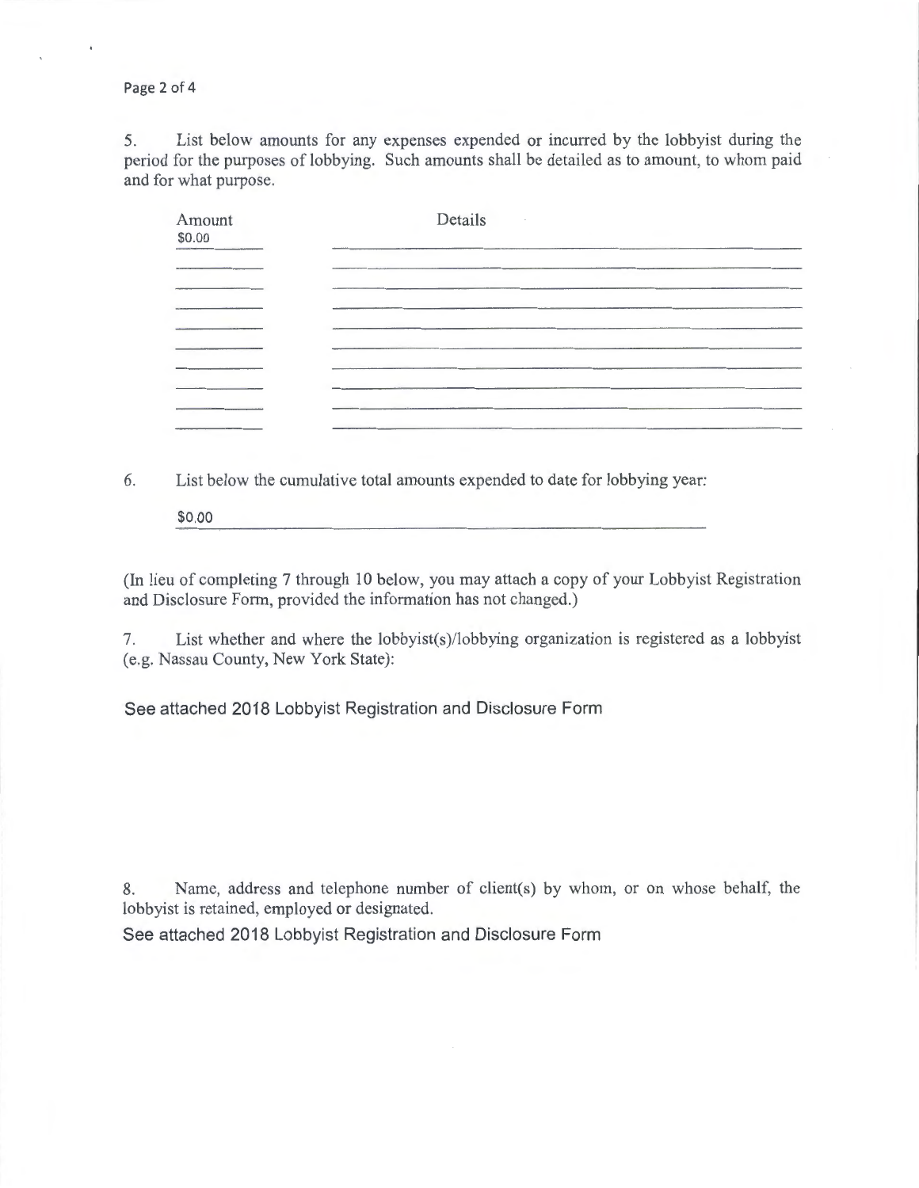5. List below amounts for any expenses expended or incurred by the lobbyist during the period for the purposes of lobbying. Such amounts shall be detailed as to amount, to whom paid and for what purpose.

| Amount | Details |
| --- | --- |
| $0.00 | |
| | |
| | |
| | |
| | |
| | |
| | |
| | |
| | |
| | |

6. List below the cumulative total amounts expended to date for lobbying year:

$0.00

(In lieu of completing 7 through 10 below, you may attach a copy of your Lobbyist Registration and Disclosure Form, provided the information has not changed.)

7. List whether and where the lobbyist(s)/lobbying organization is registered as a lobbyist (e.g. Nassau County, New York State):

See attached 2018 Lobbyist Registration and Disclosure Form

8. Name, address and telephone number of client(s) by whom, or on whose behalf, the lobbyist is retained, employed or designated.

See attached 2018 Lobbyist Registration and Disclosure Form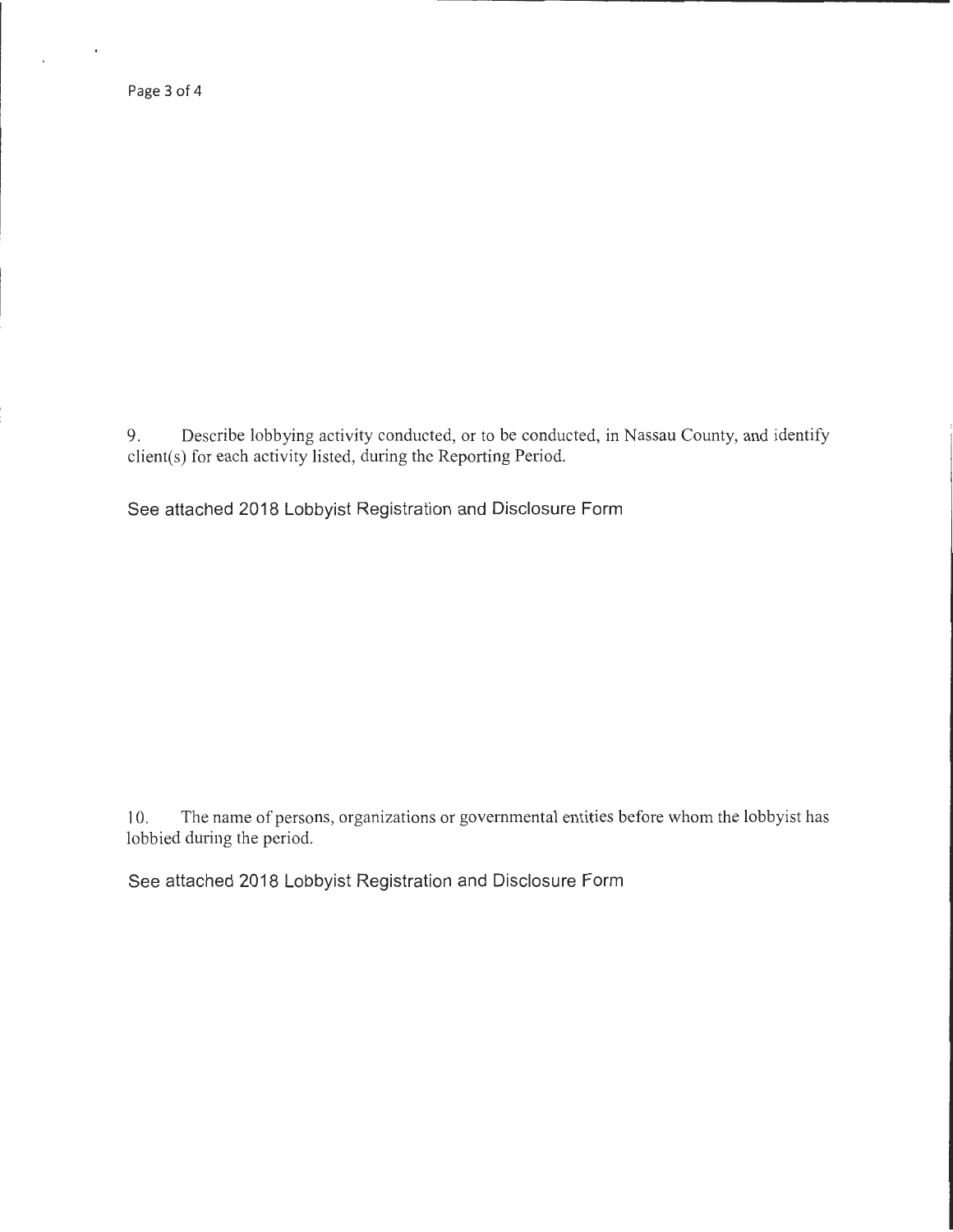9. Describe lobbying activity conducted, or to be conducted, in Nassau County, and identify client(s) for each activity listed, during the Reporting Period.

See attached 2018 Lobbyist Registration and Disclosure Form

10. The name of persons, organizations or governmental entities before whom the lobbyist has lobbied during the period.

See attached 2018 Lobbyist Registration and Disclosure Form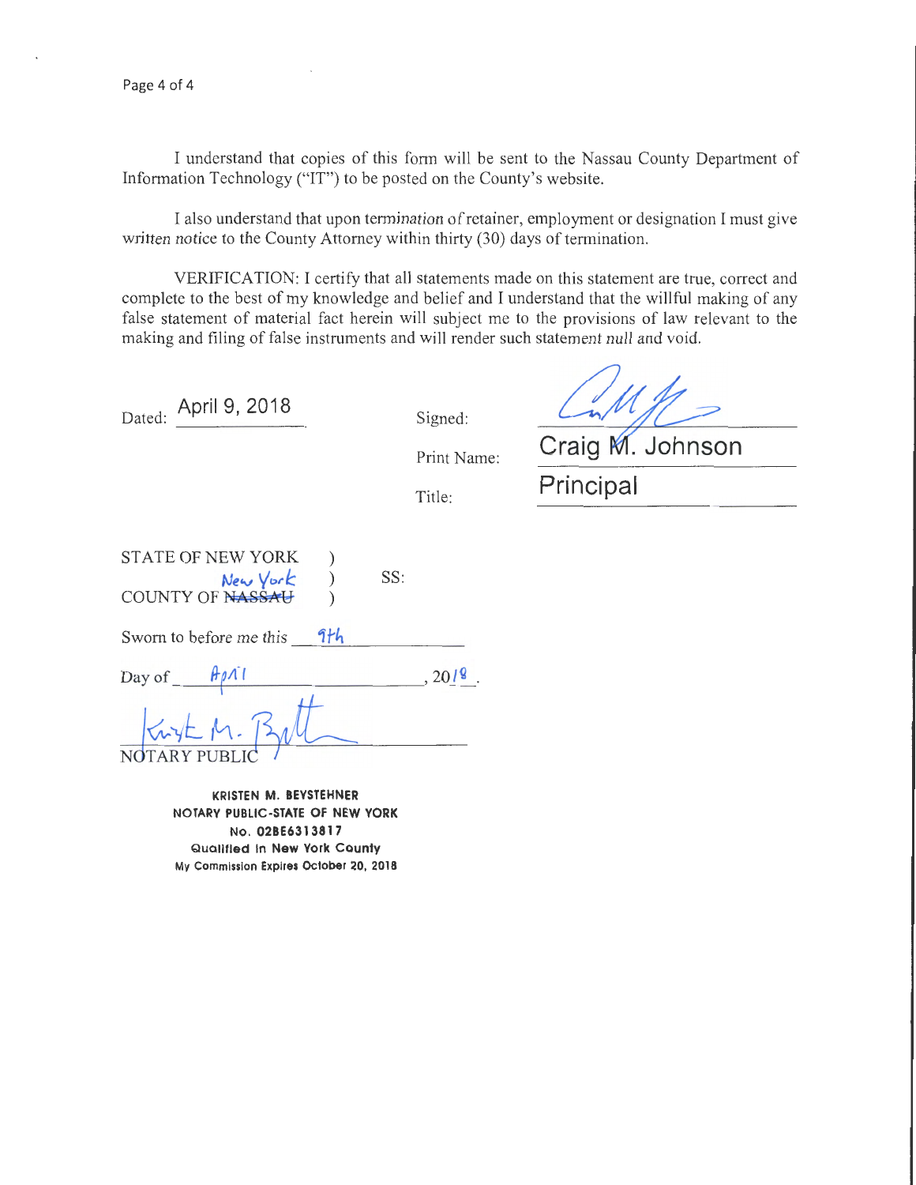I understand that copies of this form will be sent to the Nassau County Department of Information Technology ("IT") to be posted on the County's website.

I also understand that upon termination of retainer, employment or designation I must give written notice to the County Attorney within thirty (30) days of termination.

VERIFICATION: I certify that all statements made on this statement are true, correct and complete to the best of my knowledge and belief and I understand that the willful making of any false statement of material fact herein will subject me to the provisions of law relevant to the making and filing of false instruments and will render such statement null and void.

Dated: April 9, 2018

Signed: [signature]

Print Name: Craig M. Johnson

Title: Principal

STATE OF NEW YORK )
COUNTY OF ~~NASSAU~~ New York ) SS:

Sworn to before me this 9th

Day of April, 2018.

[signature]
NOTARY PUBLIC

KRISTEN M. BEYSTEHNER
NOTARY PUBLIC-STATE OF NEW YORK
No. 02BE6313817
Qualified in New York County
My Commission Expires October 20, 2018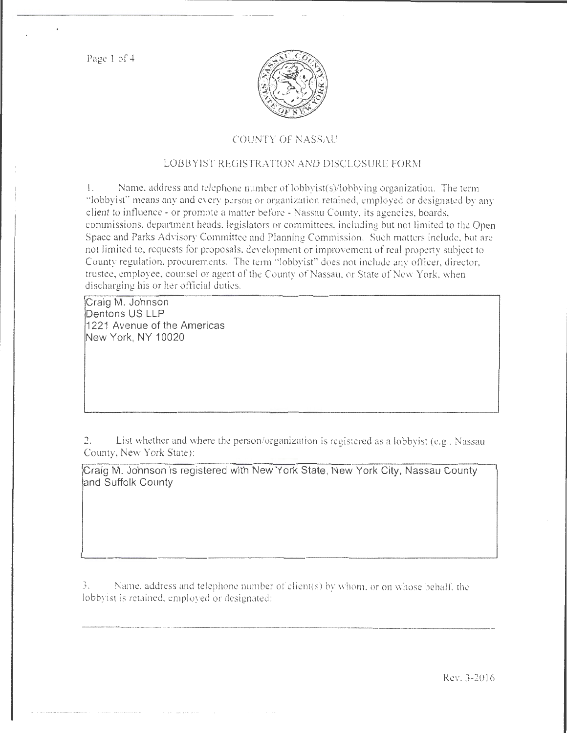# COUNTY OF NASSAU

## LOBBYIST REGISTRATION AND DISCLOSURE FORM

1. Name, address and telephone number of lobbyist(s)/lobbying organization. The term "lobbyist" means any and every person or organization retained, employed or designated by any client to influence - or promote a matter before - Nassau County, its agencies, boards, commissions, department heads, legislators or committees, including but not limited to the Open Space and Parks Advisory Committee and Planning Commission. Such matters include, but are not limited to, requests for proposals, development or improvement of real property subject to County regulation, procurements. The term "lobbyist" does not include any officer, director, trustee, employee, counsel or agent of the County of Nassau, or State of New York, when discharging his or her official duties.

Craig M. Johnson
Dentons US LLP
1221 Avenue of the Americas
New York, NY 10020

2. List whether and where the person/organization is registered as a lobbyist (e.g., Nassau County, New York State):

Craig M. Johnson is registered with New York State, New York City, Nassau County and Suffolk County

3. Name, address and telephone number of client(s) by whom, or on whose behalf, the lobbyist is retained, employed or designated:

Rev. 3-2016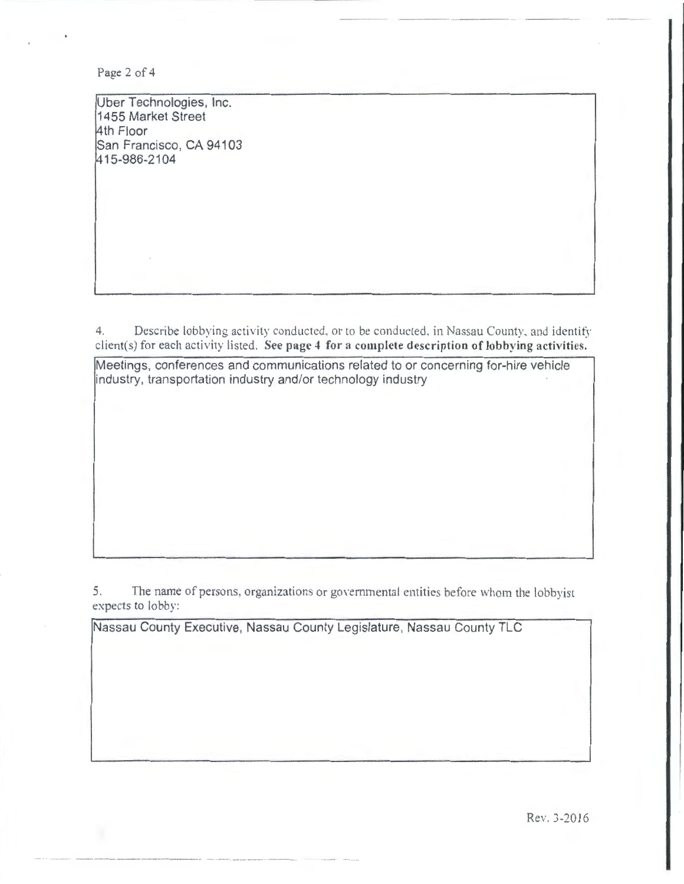Uber Technologies, Inc.
1455 Market Street
4th Floor
San Francisco, CA 94103
415-986-2104

4. Describe lobbying activity conducted, or to be conducted, in Nassau County, and identify client(s) for each activity listed. **See page 4 for a complete description of lobbying activities.**

Meetings, conferences and communications related to or concerning for-hire vehicle industry, transportation industry and/or technology industry

5. The name of persons, organizations or governmental entities before whom the lobbyist expects to lobby:

Nassau County Executive, Nassau County Legislature, Nassau County TLC

Rev. 3-2016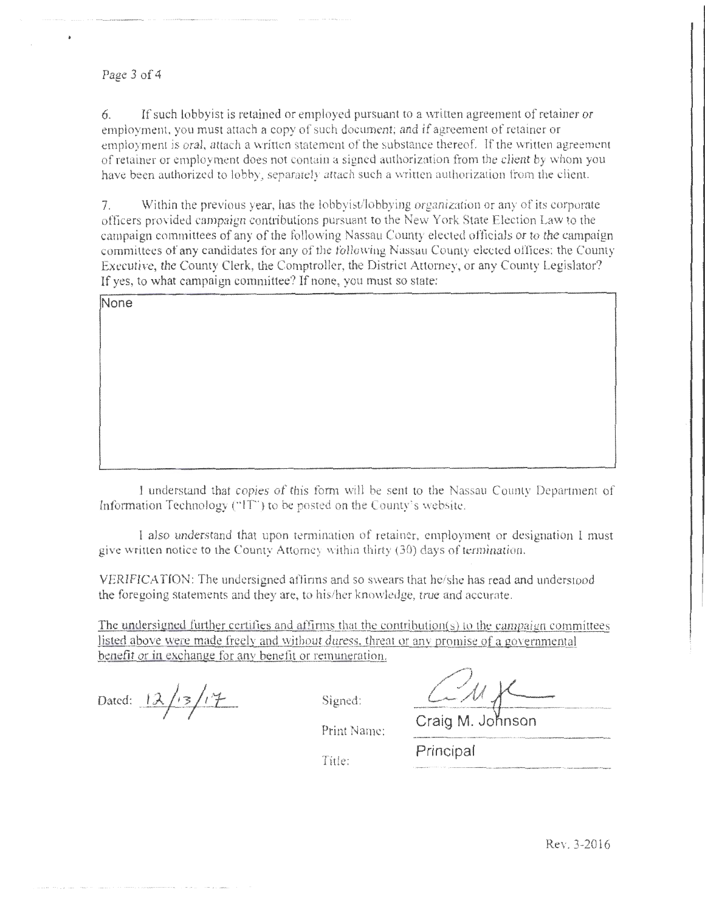6. If such lobbyist is retained or employed pursuant to a written agreement of retainer or employment, you must attach a copy of such document; and if agreement of retainer or employment is oral, attach a written statement of the substance thereof. If the written agreement of retainer or employment does not contain a signed authorization from the client by whom you have been authorized to lobby, separately attach such a written authorization from the client.

7. Within the previous year, has the lobbyist/lobbying organization or any of its corporate officers provided campaign contributions pursuant to the New York State Election Law to the campaign committees of any of the following Nassau County elected officials or to the campaign committees of any candidates for any of the following Nassau County elected offices: the County Executive, the County Clerk, the Comptroller, the District Attorney, or any County Legislator? If yes, to what campaign committee? If none, you must so state:

None

I understand that copies of this form will be sent to the Nassau County Department of Information Technology ("IT") to be posted on the County's website.

I also understand that upon termination of retainer, employment or designation I must give written notice to the County Attorney within thirty (30) days of termination.

VERIFICATION: The undersigned affirms and so swears that he/she has read and understood the foregoing statements and they are, to his/her knowledge, true and accurate.

The undersigned further certifies and affirms that the contribution(s) to the campaign committees listed above were made freely and without duress, threat or any promise of a governmental benefit or in exchange for any benefit or remuneration.

Dated: 12/13/17

Signed: [signature]

Print Name: Craig M. Johnson

Title: Principal

Rev. 3-2016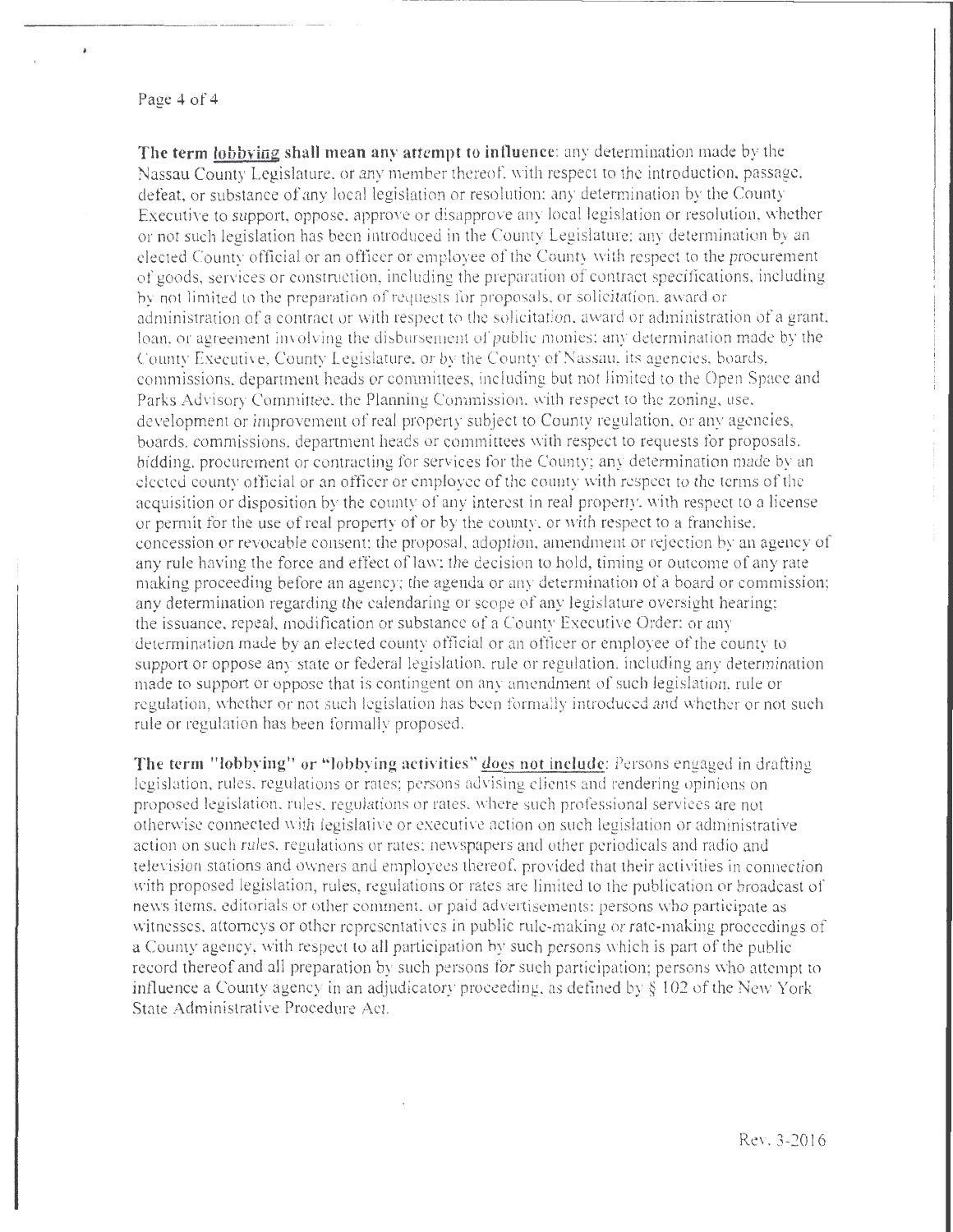**The term <u>lobbying</u> shall mean any attempt to influence**: any determination made by the Nassau County Legislature, or any member thereof, with respect to the introduction, passage, defeat, or substance of any local legislation or resolution; any determination by the County Executive to support, oppose, approve or disapprove any local legislation or resolution, whether or not such legislation has been introduced in the County Legislature; any determination by an elected County official or an officer or employee of the County with respect to the procurement of goods, services or construction, including the preparation of contract specifications, including by not limited to the preparation of requests for proposals, or solicitation, award or administration of a contract or with respect to the solicitation, award or administration of a grant, loan, or agreement involving the disbursement of public monies; any determination made by the County Executive, County Legislature, or by the County of Nassau, its agencies, boards, commissions, department heads or committees, including but not limited to the Open Space and Parks Advisory Committee, the Planning Commission, with respect to the zoning, use, development or improvement of real property subject to County regulation, or any agencies, boards, commissions, department heads or committees with respect to requests for proposals, bidding, procurement or contracting for services for the County; any determination made by an elected county official or an officer or employee of the county with respect to the terms of the acquisition or disposition by the county of any interest in real property, with respect to a license or permit for the use of real property of or by the county, or with respect to a franchise, concession or revocable consent; the proposal, adoption, amendment or rejection by an agency of any rule having the force and effect of law; the decision to hold, timing or outcome of any rate making proceeding before an agency; the agenda or any determination of a board or commission; any determination regarding the calendaring or scope of any legislature oversight hearing; the issuance, repeal, modification or substance of a County Executive Order; or any determination made by an elected county official or an officer or employee of the county to support or oppose any state or federal legislation, rule or regulation, including any determination made to support or oppose that is contingent on any amendment of such legislation, rule or regulation, whether or not such legislation has been formally introduced and whether or not such rule or regulation has been formally proposed.

**The term "lobbying" or "lobbying activities" <u>does not include</u>**: Persons engaged in drafting legislation, rules, regulations or rates; persons advising clients and rendering opinions on proposed legislation, rules, regulations or rates, where such professional services are not otherwise connected with legislative or executive action on such legislation or administrative action on such rules, regulations or rates; newspapers and other periodicals and radio and television stations and owners and employees thereof, provided that their activities in connection with proposed legislation, rules, regulations or rates are limited to the publication or broadcast of news items, editorials or other comment, or paid advertisements; persons who participate as witnesses, attorneys or other representatives in public rule-making or rate-making proceedings of a County agency, with respect to all participation by such persons which is part of the public record thereof and all preparation by such persons for such participation; persons who attempt to influence a County agency in an adjudicatory proceeding, as defined by § 102 of the New York State Administrative Procedure Act.

Rev. 3-2016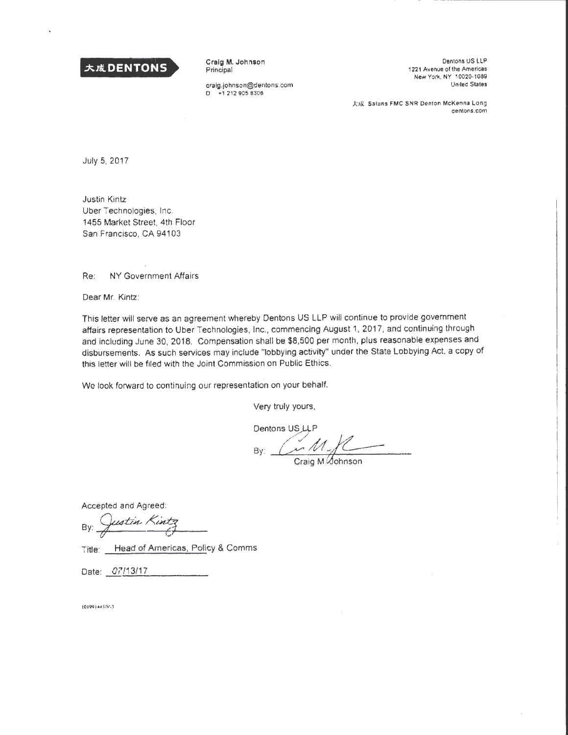大成 DENTONS

**Craig M. Johnson**
Principal

craig.johnson@dentons.com
D +1 212 905 8306

Dentons US LLP
1221 Avenue of the Americas
New York, NY 10020-1089
United States

大成 Salans FMC SNR Denton McKenna Long
dentons.com

July 5, 2017

Justin Kintz
Uber Technologies, Inc.
1455 Market Street, 4th Floor
San Francisco, CA 94103

Re: NY Government Affairs

Dear Mr. Kintz:

This letter will serve as an agreement whereby Dentons US LLP will continue to provide government affairs representation to Uber Technologies, Inc., commencing August 1, 2017, and continuing through and including June 30, 2018. Compensation shall be $8,500 per month, plus reasonable expenses and disbursements. As such services may include "lobbying activity" under the State Lobbying Act, a copy of this letter will be filed with the Joint Commission on Public Ethics.

We look forward to continuing our representation on your behalf.

Very truly yours,

Dentons US LLP

By: ______________________
Craig M. Johnson

Accepted and Agreed:

By: Justin Kintz

Title: Head of Americas, Policy & Comms

Date: 07/13/17

101991445\V-1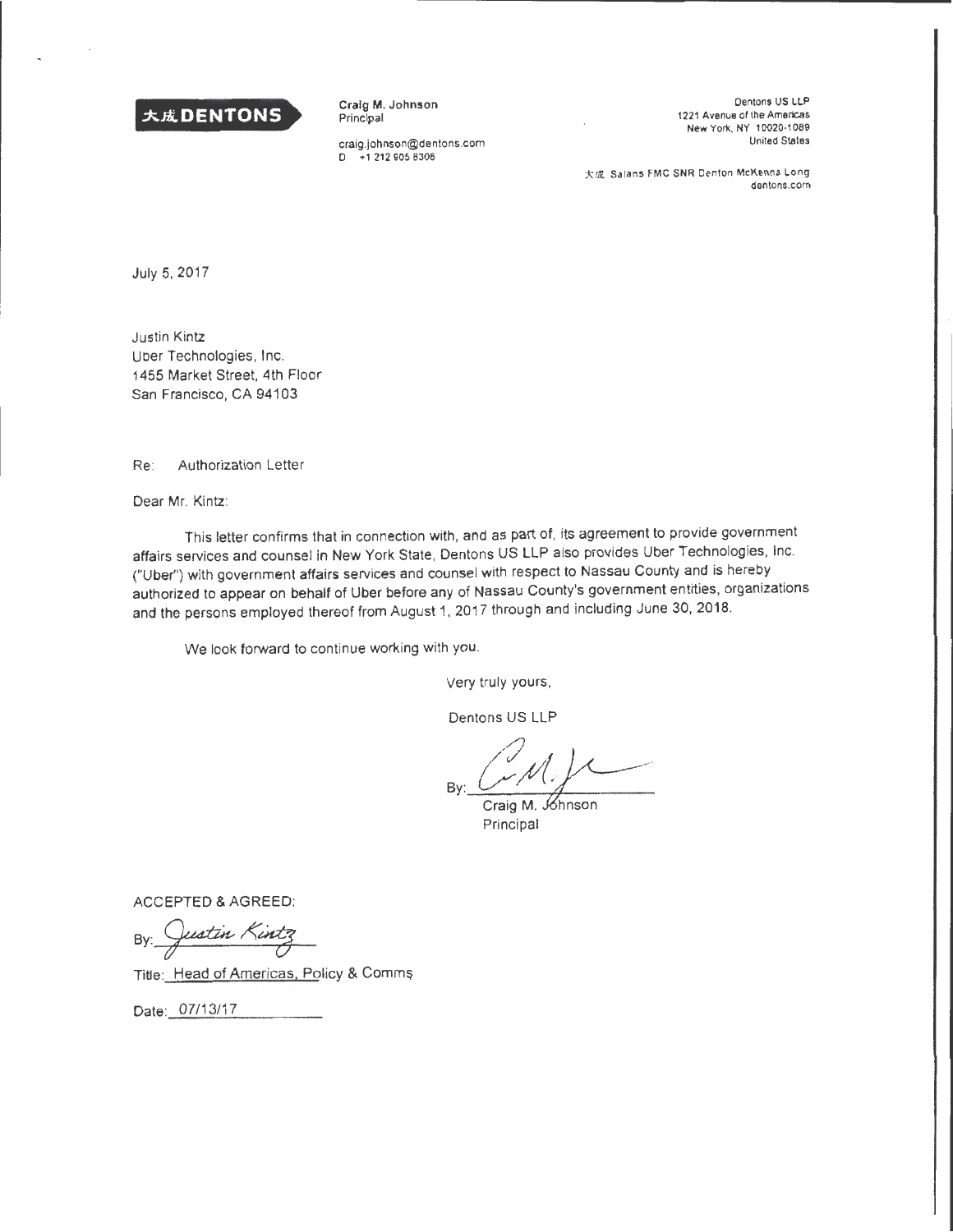大成 DENTONS

**Craig M. Johnson**
Principal

craig.johnson@dentons.com
D +1 212 905 8306

Dentons US LLP
1221 Avenue of the Americas
New York, NY 10020-1089
United States

大成 Salans FMC SNR Denton McKenna Long
dentons.com

July 5, 2017

Justin Kintz
Uber Technologies, Inc.
1455 Market Street, 4th Floor
San Francisco, CA 94103

Re: Authorization Letter

Dear Mr. Kintz:

This letter confirms that in connection with, and as part of, its agreement to provide government affairs services and counsel in New York State, Dentons US LLP also provides Uber Technologies, Inc. ("Uber") with government affairs services and counsel with respect to Nassau County and is hereby authorized to appear on behalf of Uber before any of Nassau County's government entities, organizations and the persons employed thereof from August 1, 2017 through and including June 30, 2018.

We look forward to continue working with you.

Very truly yours,

Dentons US LLP

By: *[signature]*
Craig M. Johnson
Principal

ACCEPTED & AGREED:

By: *Justin Kintz*

Title: Head of Americas, Policy & Comms

Date: 07/13/17